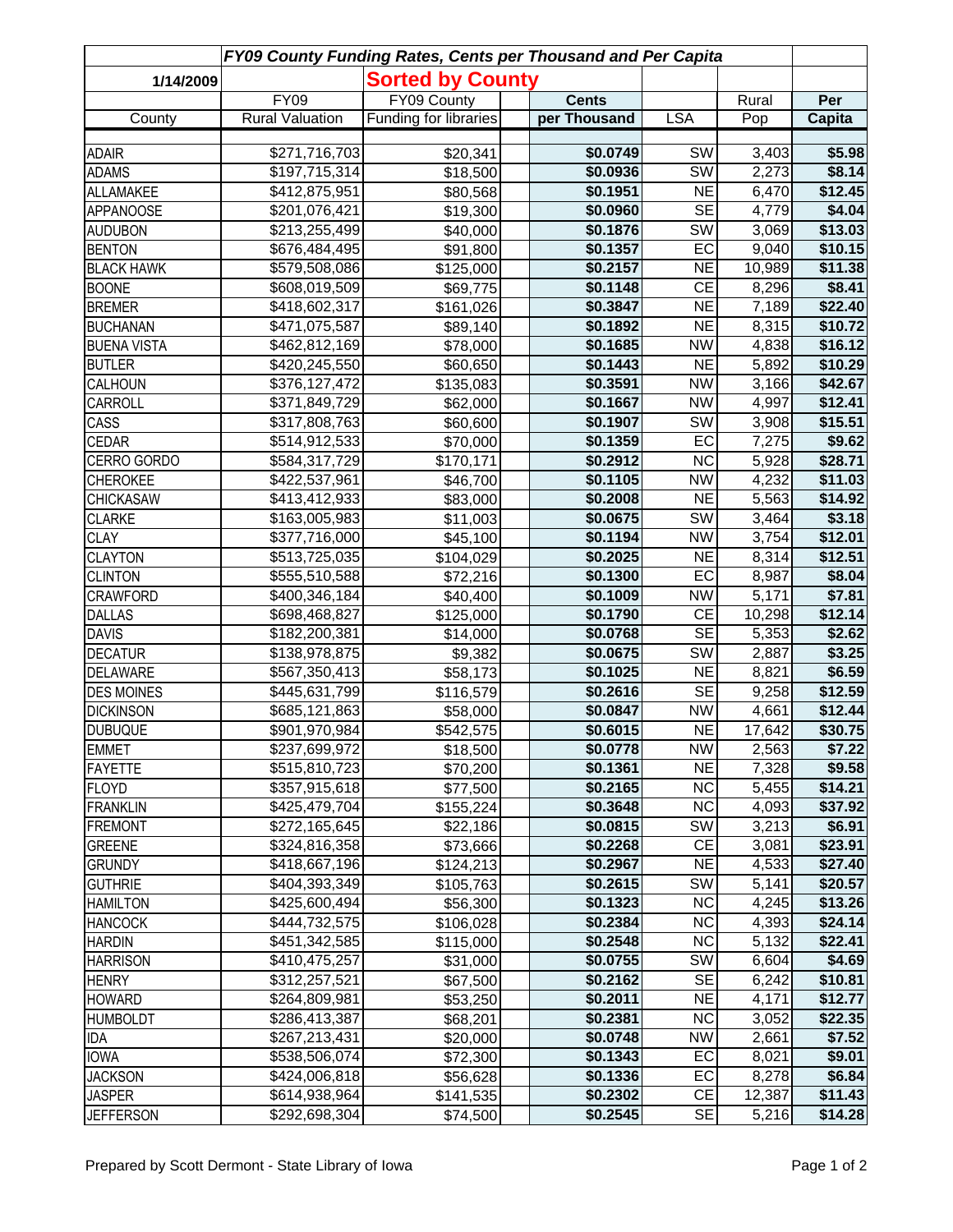# FY09 County Funding Rates, Cents per Thousand and Per Capita

1/14/2009

## Sorted by County

| County | FY09 Rural Valuation | FY09 County Funding for libraries | Cents per Thousand | LSA | Rural Pop | Per Capita |
|---|---|---|---|---|---|---|
| ADAIR | $271,716,703 | $20,341 | $0.0749 | SW | 3,403 | $5.98 |
| ADAMS | $197,715,314 | $18,500 | $0.0936 | SW | 2,273 | $8.14 |
| ALLAMAKEE | $412,875,951 | $80,568 | $0.1951 | NE | 6,470 | $12.45 |
| APPANOOSE | $201,076,421 | $19,300 | $0.0960 | SE | 4,779 | $4.04 |
| AUDUBON | $213,255,499 | $40,000 | $0.1876 | SW | 3,069 | $13.03 |
| BENTON | $676,484,495 | $91,800 | $0.1357 | EC | 9,040 | $10.15 |
| BLACK HAWK | $579,508,086 | $125,000 | $0.2157 | NE | 10,989 | $11.38 |
| BOONE | $608,019,509 | $69,775 | $0.1148 | CE | 8,296 | $8.41 |
| BREMER | $418,602,317 | $161,026 | $0.3847 | NE | 7,189 | $22.40 |
| BUCHANAN | $471,075,587 | $89,140 | $0.1892 | NE | 8,315 | $10.72 |
| BUENA VISTA | $462,812,169 | $78,000 | $0.1685 | NW | 4,838 | $16.12 |
| BUTLER | $420,245,550 | $60,650 | $0.1443 | NE | 5,892 | $10.29 |
| CALHOUN | $376,127,472 | $135,083 | $0.3591 | NW | 3,166 | $42.67 |
| CARROLL | $371,849,729 | $62,000 | $0.1667 | NW | 4,997 | $12.41 |
| CASS | $317,808,763 | $60,600 | $0.1907 | SW | 3,908 | $15.51 |
| CEDAR | $514,912,533 | $70,000 | $0.1359 | EC | 7,275 | $9.62 |
| CERRO GORDO | $584,317,729 | $170,171 | $0.2912 | NC | 5,928 | $28.71 |
| CHEROKEE | $422,537,961 | $46,700 | $0.1105 | NW | 4,232 | $11.03 |
| CHICKASAW | $413,412,933 | $83,000 | $0.2008 | NE | 5,563 | $14.92 |
| CLARKE | $163,005,983 | $11,003 | $0.0675 | SW | 3,464 | $3.18 |
| CLAY | $377,716,000 | $45,100 | $0.1194 | NW | 3,754 | $12.01 |
| CLAYTON | $513,725,035 | $104,029 | $0.2025 | NE | 8,314 | $12.51 |
| CLINTON | $555,510,588 | $72,216 | $0.1300 | EC | 8,987 | $8.04 |
| CRAWFORD | $400,346,184 | $40,400 | $0.1009 | NW | 5,171 | $7.81 |
| DALLAS | $698,468,827 | $125,000 | $0.1790 | CE | 10,298 | $12.14 |
| DAVIS | $182,200,381 | $14,000 | $0.0768 | SE | 5,353 | $2.62 |
| DECATUR | $138,978,875 | $9,382 | $0.0675 | SW | 2,887 | $3.25 |
| DELAWARE | $567,350,413 | $58,173 | $0.1025 | NE | 8,821 | $6.59 |
| DES MOINES | $445,631,799 | $116,579 | $0.2616 | SE | 9,258 | $12.59 |
| DICKINSON | $685,121,863 | $58,000 | $0.0847 | NW | 4,661 | $12.44 |
| DUBUQUE | $901,970,984 | $542,575 | $0.6015 | NE | 17,642 | $30.75 |
| EMMET | $237,699,972 | $18,500 | $0.0778 | NW | 2,563 | $7.22 |
| FAYETTE | $515,810,723 | $70,200 | $0.1361 | NE | 7,328 | $9.58 |
| FLOYD | $357,915,618 | $77,500 | $0.2165 | NC | 5,455 | $14.21 |
| FRANKLIN | $425,479,704 | $155,224 | $0.3648 | NC | 4,093 | $37.92 |
| FREMONT | $272,165,645 | $22,186 | $0.0815 | SW | 3,213 | $6.91 |
| GREENE | $324,816,358 | $73,666 | $0.2268 | CE | 3,081 | $23.91 |
| GRUNDY | $418,667,196 | $124,213 | $0.2967 | NE | 4,533 | $27.40 |
| GUTHRIE | $404,393,349 | $105,763 | $0.2615 | SW | 5,141 | $20.57 |
| HAMILTON | $425,600,494 | $56,300 | $0.1323 | NC | 4,245 | $13.26 |
| HANCOCK | $444,732,575 | $106,028 | $0.2384 | NC | 4,393 | $24.14 |
| HARDIN | $451,342,585 | $115,000 | $0.2548 | NC | 5,132 | $22.41 |
| HARRISON | $410,475,257 | $31,000 | $0.0755 | SW | 6,604 | $4.69 |
| HENRY | $312,257,521 | $67,500 | $0.2162 | SE | 6,242 | $10.81 |
| HOWARD | $264,809,981 | $53,250 | $0.2011 | NE | 4,171 | $12.77 |
| HUMBOLDT | $286,413,387 | $68,201 | $0.2381 | NC | 3,052 | $22.35 |
| IDA | $267,213,431 | $20,000 | $0.0748 | NW | 2,661 | $7.52 |
| IOWA | $538,506,074 | $72,300 | $0.1343 | EC | 8,021 | $9.01 |
| JACKSON | $424,006,818 | $56,628 | $0.1336 | EC | 8,278 | $6.84 |
| JASPER | $614,938,964 | $141,535 | $0.2302 | CE | 12,387 | $11.43 |
| JEFFERSON | $292,698,304 | $74,500 | $0.2545 | SE | 5,216 | $14.28 |

Prepared by Scott Dermont - State Library of Iowa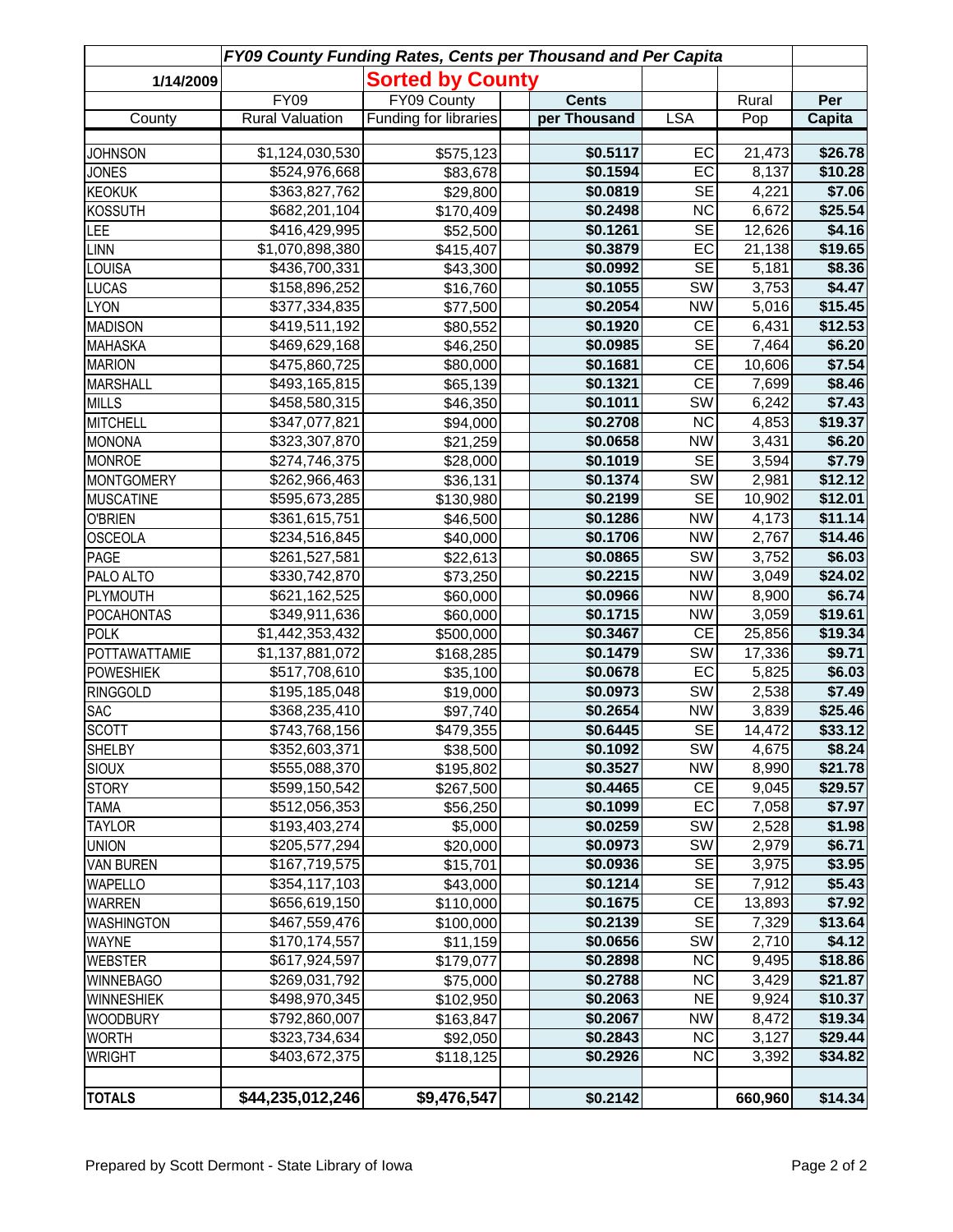| FY09 County Funding Rates, Cents per Thousand and Per Capita | | | | | | |
|---|---|---|---|---|---|---|
| 1/14/2009 | Sorted by County | | | | | |
| | FY09 | FY09 County | Cents | | Rural | Per |
| County | Rural Valuation | Funding for libraries | per Thousand | LSA | Pop | Capita |
| JOHNSON | $1,124,030,530 | $575,123 | $0.5117 | EC | 21,473 | $26.78 |
| JONES | $524,976,668 | $83,678 | $0.1594 | EC | 8,137 | $10.28 |
| KEOKUK | $363,827,762 | $29,800 | $0.0819 | SE | 4,221 | $7.06 |
| KOSSUTH | $682,201,104 | $170,409 | $0.2498 | NC | 6,672 | $25.54 |
| LEE | $416,429,995 | $52,500 | $0.1261 | SE | 12,626 | $4.16 |
| LINN | $1,070,898,380 | $415,407 | $0.3879 | EC | 21,138 | $19.65 |
| LOUISA | $436,700,331 | $43,300 | $0.0992 | SE | 5,181 | $8.36 |
| LUCAS | $158,896,252 | $16,760 | $0.1055 | SW | 3,753 | $4.47 |
| LYON | $377,334,835 | $77,500 | $0.2054 | NW | 5,016 | $15.45 |
| MADISON | $419,511,192 | $80,552 | $0.1920 | CE | 6,431 | $12.53 |
| MAHASKA | $469,629,168 | $46,250 | $0.0985 | SE | 7,464 | $6.20 |
| MARION | $475,860,725 | $80,000 | $0.1681 | CE | 10,606 | $7.54 |
| MARSHALL | $493,165,815 | $65,139 | $0.1321 | CE | 7,699 | $8.46 |
| MILLS | $458,580,315 | $46,350 | $0.1011 | SW | 6,242 | $7.43 |
| MITCHELL | $347,077,821 | $94,000 | $0.2708 | NC | 4,853 | $19.37 |
| MONONA | $323,307,870 | $21,259 | $0.0658 | NW | 3,431 | $6.20 |
| MONROE | $274,746,375 | $28,000 | $0.1019 | SE | 3,594 | $7.79 |
| MONTGOMERY | $262,966,463 | $36,131 | $0.1374 | SW | 2,981 | $12.12 |
| MUSCATINE | $595,673,285 | $130,980 | $0.2199 | SE | 10,902 | $12.01 |
| O'BRIEN | $361,615,751 | $46,500 | $0.1286 | NW | 4,173 | $11.14 |
| OSCEOLA | $234,516,845 | $40,000 | $0.1706 | NW | 2,767 | $14.46 |
| PAGE | $261,527,581 | $22,613 | $0.0865 | SW | 3,752 | $6.03 |
| PALO ALTO | $330,742,870 | $73,250 | $0.2215 | NW | 3,049 | $24.02 |
| PLYMOUTH | $621,162,525 | $60,000 | $0.0966 | NW | 8,900 | $6.74 |
| POCAHONTAS | $349,911,636 | $60,000 | $0.1715 | NW | 3,059 | $19.61 |
| POLK | $1,442,353,432 | $500,000 | $0.3467 | CE | 25,856 | $19.34 |
| POTTAWATTAMIE | $1,137,881,072 | $168,285 | $0.1479 | SW | 17,336 | $9.71 |
| POWESHIEK | $517,708,610 | $35,100 | $0.0678 | EC | 5,825 | $6.03 |
| RINGGOLD | $195,185,048 | $19,000 | $0.0973 | SW | 2,538 | $7.49 |
| SAC | $368,235,410 | $97,740 | $0.2654 | NW | 3,839 | $25.46 |
| SCOTT | $743,768,156 | $479,355 | $0.6445 | SE | 14,472 | $33.12 |
| SHELBY | $352,603,371 | $38,500 | $0.1092 | SW | 4,675 | $8.24 |
| SIOUX | $555,088,370 | $195,802 | $0.3527 | NW | 8,990 | $21.78 |
| STORY | $599,150,542 | $267,500 | $0.4465 | CE | 9,045 | $29.57 |
| TAMA | $512,056,353 | $56,250 | $0.1099 | EC | 7,058 | $7.97 |
| TAYLOR | $193,403,274 | $5,000 | $0.0259 | SW | 2,528 | $1.98 |
| UNION | $205,577,294 | $20,000 | $0.0973 | SW | 2,979 | $6.71 |
| VAN BUREN | $167,719,575 | $15,701 | $0.0936 | SE | 3,975 | $3.95 |
| WAPELLO | $354,117,103 | $43,000 | $0.1214 | SE | 7,912 | $5.43 |
| WARREN | $656,619,150 | $110,000 | $0.1675 | CE | 13,893 | $7.92 |
| WASHINGTON | $467,559,476 | $100,000 | $0.2139 | SE | 7,329 | $13.64 |
| WAYNE | $170,174,557 | $11,159 | $0.0656 | SW | 2,710 | $4.12 |
| WEBSTER | $617,924,597 | $179,077 | $0.2898 | NC | 9,495 | $18.86 |
| WINNEBAGO | $269,031,792 | $75,000 | $0.2788 | NC | 3,429 | $21.87 |
| WINNESHIEK | $498,970,345 | $102,950 | $0.2063 | NE | 9,924 | $10.37 |
| WOODBURY | $792,860,007 | $163,847 | $0.2067 | NW | 8,472 | $19.34 |
| WORTH | $323,734,634 | $92,050 | $0.2843 | NC | 3,127 | $29.44 |
| WRIGHT | $403,672,375 | $118,125 | $0.2926 | NC | 3,392 | $34.82 |
| **TOTALS** | **$44,235,012,246** | **$9,476,547** | **$0.2142** | | **660,960** | **$14.34** |

Prepared by Scott Dermont - State Library of Iowa